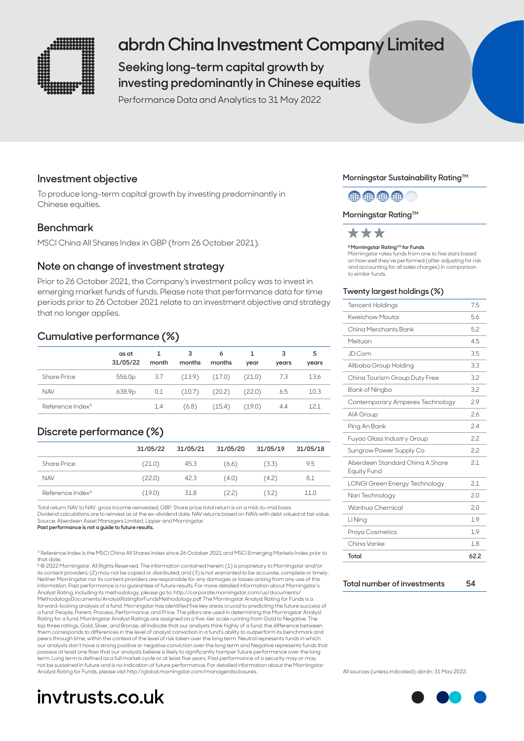# abrdn China Investment Company Limited

## Seeking long-term capital growth by investing predominantly in Chinese equities

Performance Data and Analytics to 31 May 2022

## Investment objective

To produce long-term capital growth by investing predominantly in Chinese equities.

## Benchmark

MSCI China All Shares Index in GBP (from 26 October 2021).

## Note on change of investment strategy

Prior to 26 October 2021, the Company's investment policy was to invest in emerging market funds of funds. Please note that performance data for time periods prior to 26 October 2021 relate to an investment objective and strategy that no longer applies.

## Cumulative performance (%)

| | as at 31/05/22 | 1 month | 3 months | 6 months | 1 year | 3 years | 5 years |
|---|---|---|---|---|---|---|---|
| Share Price | 556.0p | 3.7 | (13.9) | (17.0) | (21.0) | 7.3 | 13.6 |
| NAV | 638.9p | 0.1 | (10.7) | (20.2) | (22.0) | 6.5 | 10.3 |
| Reference Index[A] | | 1.4 | (6.8) | (15.4) | (19.0) | 4.4 | 12.1 |

## Discrete performance (%)

| | 31/05/22 | 31/05/21 | 31/05/20 | 31/05/19 | 31/05/18 |
|---|---|---|---|---|---|
| Share Price | (21.0) | 45.3 | (6.6) | (3.3) | 9.5 |
| NAV | (22.0) | 42.3 | (4.0) | (4.2) | 8.1 |
| Reference Index[A] | (19.0) | 31.8 | (2.2) | (3.2) | 11.0 |

Total return; NAV to NAV, gross income reinvested, GBP. Share price total return is on a mid-to-mid basis.
Dividend calculations are to reinvest as at the ex-dividend date. NAV returns based on NAVs with debt valued at fair value.
Source: Aberdeen Asset Managers Limited, Lipper and Morningstar.
**Past performance is not a guide to future results.**

[A] Reference Index is the MSCI China All Shares Index since 26 October 2021 and MSCI Emerging Markets Index prior to that date.
[B] © 2022 Morningstar. All Rights Reserved. The information contained herein: (1) is proprietary to Morningstar and/or its content providers; (2) may not be copied or distributed; and (3) is not warranted to be accurate, complete or timely. Neither Morningstar nor its content providers are responsible for any damages or losses arising from any use of this information. Past performance is no guarantee of future results. For more detailed information about Morningstar's Analyst Rating, including its methodology, please go to: http://corporate.morningstar.com/us/documents/MethodologyDocuments/AnalystRatingforFundsMethodology.pdf The Morningstar Analyst Rating for Funds is a forward-looking analysis of a fund. Morningstar has identified five key areas crucial to predicting the future success of a fund: People, Parent, Process, Performance, and Price. The pillars are used in determining the Morningstar Analyst Rating for a fund. Morningstar Analyst Ratings are assigned on a five-tier scale running from Gold to Negative. The top three ratings, Gold, Silver, and Bronze, all indicate that our analysts think highly of a fund; the difference between them corresponds to differences in the level of analyst conviction in a fund's ability to outperform its benchmark and peers through time, within the context of the level of risk taken over the long term. Neutral represents funds in which our analysts don't have a strong positive or negative conviction over the long term and Negative represents funds that possess at least one flaw that our analysts believe is likely to significantly hamper future performance over the long term. Long term is defined as a full market cycle or at least five years. Past performance of a security may or may not be sustained in future and is no indication of future performance. For detailed information about the Morningstar Analyst Rating for Funds, please visit http://global.morningstar.com/managerdisclosures.

## Morningstar Sustainability Rating™

4 out of 5 globes

## Morningstar Rating™

★★★

**[B] Morningstar Rating™ for Funds**
Morningstar rates funds from one to five stars based on how well they've performed (after adjusting for risk and accounting for all sales charges) in comparison to similar funds.

## Twenty largest holdings (%)

| Holding | % |
|---|---|
| Tencent Holdings | 7.5 |
| Kweichow Moutai | 5.6 |
| China Merchants Bank | 5.2 |
| Meituan | 4.5 |
| JD.Com | 3.5 |
| Alibaba Group Holding | 3.3 |
| China Tourism Group Duty Free | 3.2 |
| Bank of Ningbo | 3.2 |
| Contemporary Amperex Technology | 2.9 |
| AIA Group | 2.6 |
| Ping An Bank | 2.4 |
| Fuyao Glass Industry Group | 2.2 |
| Sungrow Power Supply Co | 2.2 |
| Aberdeen Standard China A Share Equity Fund | 2.1 |
| LONGI Green Energy Technology | 2.1 |
| Nari Technology | 2.0 |
| Wanhua Chemical | 2.0 |
| Li Ning | 1.9 |
| Proya Cosmetics | 1.9 |
| China Vanke | 1.8 |
| **Total** | **62.2** |

| Total number of investments | 54 |
|---|---|

All sources (unless indicated): abrdn: 31 May 2022.

invtrusts.co.uk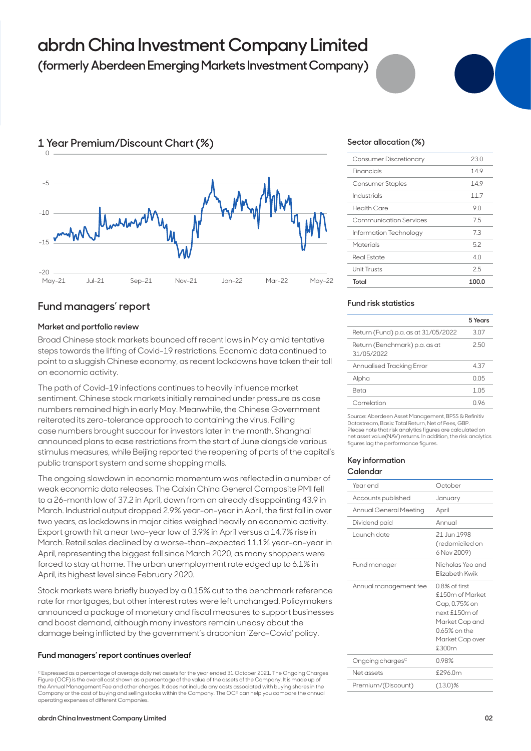# abrdn China Investment Company Limited

## (formerly Aberdeen Emerging Markets Investment Company)

### 1 Year Premium/Discount Chart (%)

## Fund managers' report

### Market and portfolio review

Broad Chinese stock markets bounced off recent lows in May amid tentative steps towards the lifting of Covid-19 restrictions. Economic data continued to point to a sluggish Chinese economy, as recent lockdowns have taken their toll on economic activity.

The path of Covid-19 infections continues to heavily influence market sentiment. Chinese stock markets initially remained under pressure as case numbers remained high in early May. Meanwhile, the Chinese Government reiterated its zero-tolerance approach to containing the virus. Falling case numbers brought succour for investors later in the month. Shanghai announced plans to ease restrictions from the start of June alongside various stimulus measures, while Beijing reported the reopening of parts of the capital's public transport system and some shopping malls.

The ongoing slowdown in economic momentum was reflected in a number of weak economic data releases. The Caixin China General Composite PMI fell to a 26-month low of 37.2 in April, down from an already disappointing 43.9 in March. Industrial output dropped 2.9% year-on-year in April, the first fall in over two years, as lockdowns in major cities weighed heavily on economic activity. Export growth hit a near two-year low of 3.9% in April versus a 14.7% rise in March. Retail sales declined by a worse-than-expected 11.1% year-on-year in April, representing the biggest fall since March 2020, as many shoppers were forced to stay at home. The urban unemployment rate edged up to 6.1% in April, its highest level since February 2020.

Stock markets were briefly buoyed by a 0.15% cut to the benchmark reference rate for mortgages, but other interest rates were left unchanged. Policymakers announced a package of monetary and fiscal measures to support businesses and boost demand, although many investors remain uneasy about the damage being inflicted by the government's draconian 'Zero-Covid' policy.

**Fund managers' report continues overleaf**

[C] Expressed as a percentage of average daily net assets for the year ended 31 October 2021. The Ongoing Charges Figure (OCF) is the overall cost shown as a percentage of the value of the assets of the Company. It is made up of the Annual Management Fee and other charges. It does not include any costs associated with buying shares in the Company or the cost of buying and selling stocks within the Company. The OCF can help you compare the annual operating expenses of different Companies.

### Sector allocation (%)

| | |
|---|---|
| Consumer Discretionary | 23.0 |
| Financials | 14.9 |
| Consumer Staples | 14.9 |
| Industrials | 11.7 |
| Health Care | 9.0 |
| Communication Services | 7.5 |
| Information Technology | 7.3 |
| Materials | 5.2 |
| Real Estate | 4.0 |
| Unit Trusts | 2.5 |
| **Total** | **100.0** |

### Fund risk statistics

| | 5 Years |
|---|---|
| Return (Fund) p.a. as at 31/05/2022 | 3.07 |
| Return (Benchmark) p.a. as at 31/05/2022 | 2.50 |
| Annualised Tracking Error | 4.37 |
| Alpha | 0.05 |
| Beta | 1.05 |
| Correlation | 0.96 |

Source: Aberdeen Asset Management, BPSS & Refinitiv Datastream, Basis: Total Return, Net of Fees, GBP. Please note that risk analytics figures are calculated on net asset value(NAV) returns. In addition, the risk analytics figures lag the performance figures.

### Key information

#### Calendar

| | |
|---|---|
| Year end | October |
| Accounts published | January |
| Annual General Meeting | April |
| Dividend paid | Annual |
| Launch date | 21 Jun 1998 (redomiciled on 6 Nov 2009) |
| Fund manager | Nicholas Yeo and Elizabeth Kwik |
| Annual management fee | 0.8% of first £150m of Market Cap, 0.75% on next £150m of Market Cap and 0.65% on the Market Cap over £300m |
| Ongoing charges[C] | 0.98% |
| Net assets | £296.0m |
| Premium/(Discount) | (13.0)% |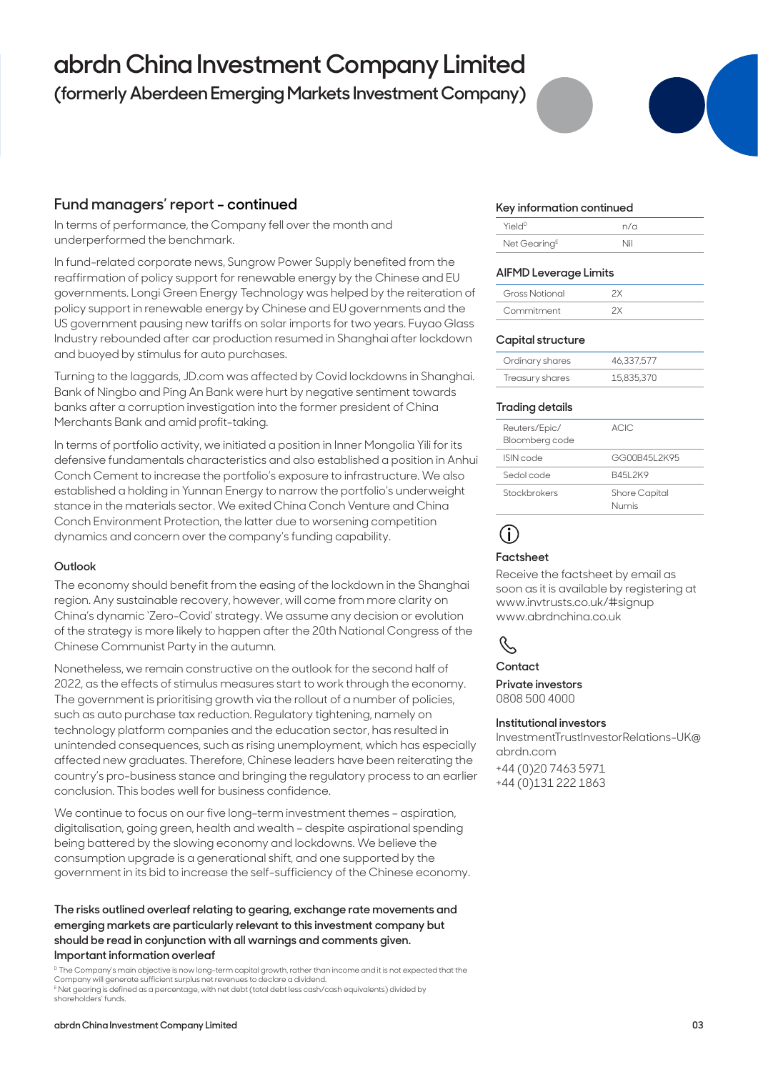# abrdn China Investment Company Limited

## (formerly Aberdeen Emerging Markets Investment Company)

## Fund managers' report - continued

In terms of performance, the Company fell over the month and underperformed the benchmark.

In fund-related corporate news, Sungrow Power Supply benefited from the reaffirmation of policy support for renewable energy by the Chinese and EU governments. Longi Green Energy Technology was helped by the reiteration of policy support in renewable energy by Chinese and EU governments and the US government pausing new tariffs on solar imports for two years. Fuyao Glass Industry rebounded after car production resumed in Shanghai after lockdown and buoyed by stimulus for auto purchases.

Turning to the laggards, JD.com was affected by Covid lockdowns in Shanghai. Bank of Ningbo and Ping An Bank were hurt by negative sentiment towards banks after a corruption investigation into the former president of China Merchants Bank and amid profit-taking.

In terms of portfolio activity, we initiated a position in Inner Mongolia Yili for its defensive fundamentals characteristics and also established a position in Anhui Conch Cement to increase the portfolio's exposure to infrastructure. We also established a holding in Yunnan Energy to narrow the portfolio's underweight stance in the materials sector. We exited China Conch Venture and China Conch Environment Protection, the latter due to worsening competition dynamics and concern over the company's funding capability.

### Outlook

The economy should benefit from the easing of the lockdown in the Shanghai region. Any sustainable recovery, however, will come from more clarity on China's dynamic 'Zero-Covid' strategy. We assume any decision or evolution of the strategy is more likely to happen after the 20th National Congress of the Chinese Communist Party in the autumn.

Nonetheless, we remain constructive on the outlook for the second half of 2022, as the effects of stimulus measures start to work through the economy. The government is prioritising growth via the rollout of a number of policies, such as auto purchase tax reduction. Regulatory tightening, namely on technology platform companies and the education sector, has resulted in unintended consequences, such as rising unemployment, which has especially affected new graduates. Therefore, Chinese leaders have been reiterating the country's pro-business stance and bringing the regulatory process to an earlier conclusion. This bodes well for business confidence.

We continue to focus on our five long-term investment themes – aspiration, digitalisation, going green, health and wealth – despite aspirational spending being battered by the slowing economy and lockdowns. We believe the consumption upgrade is a generational shift, and one supported by the government in its bid to increase the self-sufficiency of the Chinese economy.

**The risks outlined overleaf relating to gearing, exchange rate movements and emerging markets are particularly relevant to this investment company but should be read in conjunction with all warnings and comments given. Important information overleaf**

[D] The Company's main objective is now long-term capital growth, rather than income and it is not expected that the Company will generate sufficient surplus net revenues to declare a dividend.
[E] Net gearing is defined as a percentage, with net debt (total debt less cash/cash equivalents) divided by shareholders' funds.

### Key information continued

| | |
|---|---|
| Yield[D] | n/a |
| Net Gearing[E] | Nil |

### AIFMD Leverage Limits

| | |
|---|---|
| Gross Notional | 2X |
| Commitment | 2X |

### Capital structure

| | |
|---|---|
| Ordinary shares | 46,337,577 |
| Treasury shares | 15,835,370 |

### Trading details

| | |
|---|---|
| Reuters/Epic/ Bloomberg code | ACIC |
| ISIN code | GG00B45L2K95 |
| Sedol code | B45L2K9 |
| Stockbrokers | Shore Capital Numis |

### Factsheet

Receive the factsheet by email as soon as it is available by registering at www.invtrusts.co.uk/#signup www.abrdnchina.co.uk

### Contact

**Private investors**
0808 500 4000

**Institutional investors**
InvestmentTrustInvestorRelations-UK@abrdn.com
+44 (0)20 7463 5971
+44 (0)131 222 1863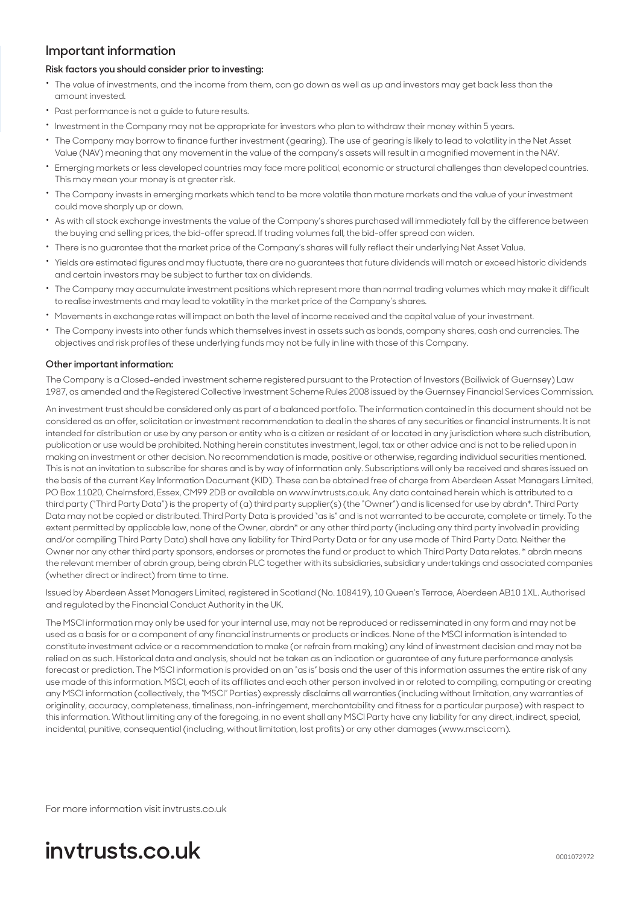## Important information

### Risk factors you should consider prior to investing:

- The value of investments, and the income from them, can go down as well as up and investors may get back less than the amount invested.
- Past performance is not a guide to future results.
- Investment in the Company may not be appropriate for investors who plan to withdraw their money within 5 years.
- The Company may borrow to finance further investment (gearing). The use of gearing is likely to lead to volatility in the Net Asset Value (NAV) meaning that any movement in the value of the company's assets will result in a magnified movement in the NAV.
- Emerging markets or less developed countries may face more political, economic or structural challenges than developed countries. This may mean your money is at greater risk.
- The Company invests in emerging markets which tend to be more volatile than mature markets and the value of your investment could move sharply up or down.
- As with all stock exchange investments the value of the Company's shares purchased will immediately fall by the difference between the buying and selling prices, the bid-offer spread. If trading volumes fall, the bid-offer spread can widen.
- There is no guarantee that the market price of the Company's shares will fully reflect their underlying Net Asset Value.
- Yields are estimated figures and may fluctuate, there are no guarantees that future dividends will match or exceed historic dividends and certain investors may be subject to further tax on dividends.
- The Company may accumulate investment positions which represent more than normal trading volumes which may make it difficult to realise investments and may lead to volatility in the market price of the Company's shares.
- Movements in exchange rates will impact on both the level of income received and the capital value of your investment.
- The Company invests into other funds which themselves invest in assets such as bonds, company shares, cash and currencies. The objectives and risk profiles of these underlying funds may not be fully in line with those of this Company.

### Other important information:

The Company is a Closed-ended investment scheme registered pursuant to the Protection of Investors (Bailiwick of Guernsey) Law 1987, as amended and the Registered Collective Investment Scheme Rules 2008 issued by the Guernsey Financial Services Commission.

An investment trust should be considered only as part of a balanced portfolio. The information contained in this document should not be considered as an offer, solicitation or investment recommendation to deal in the shares of any securities or financial instruments. It is not intended for distribution or use by any person or entity who is a citizen or resident of or located in any jurisdiction where such distribution, publication or use would be prohibited. Nothing herein constitutes investment, legal, tax or other advice and is not to be relied upon in making an investment or other decision. No recommendation is made, positive or otherwise, regarding individual securities mentioned. This is not an invitation to subscribe for shares and is by way of information only. Subscriptions will only be received and shares issued on the basis of the current Key Information Document (KID). These can be obtained free of charge from Aberdeen Asset Managers Limited, PO Box 11020, Chelmsford, Essex, CM99 2DB or available on www.invtrusts.co.uk. Any data contained herein which is attributed to a third party ("Third Party Data") is the property of (a) third party supplier(s) (the "Owner") and is licensed for use by abrdn*. Third Party Data may not be copied or distributed. Third Party Data is provided "as is" and is not warranted to be accurate, complete or timely. To the extent permitted by applicable law, none of the Owner, abrdn* or any other third party (including any third party involved in providing and/or compiling Third Party Data) shall have any liability for Third Party Data or for any use made of Third Party Data. Neither the Owner nor any other third party sponsors, endorses or promotes the fund or product to which Third Party Data relates. * abrdn means the relevant member of abrdn group, being abrdn PLC together with its subsidiaries, subsidiary undertakings and associated companies (whether direct or indirect) from time to time.

Issued by Aberdeen Asset Managers Limited, registered in Scotland (No. 108419), 10 Queen's Terrace, Aberdeen AB10 1XL. Authorised and regulated by the Financial Conduct Authority in the UK.

The MSCI information may only be used for your internal use, may not be reproduced or redisseminated in any form and may not be used as a basis for or a component of any financial instruments or products or indices. None of the MSCI information is intended to constitute investment advice or a recommendation to make (or refrain from making) any kind of investment decision and may not be relied on as such. Historical data and analysis, should not be taken as an indication or guarantee of any future performance analysis forecast or prediction. The MSCI information is provided on an "as is" basis and the user of this information assumes the entire risk of any use made of this information. MSCI, each of its affiliates and each other person involved in or related to compiling, computing or creating any MSCI information (collectively, the "MSCI" Parties) expressly disclaims all warranties (including without limitation, any warranties of originality, accuracy, completeness, timeliness, non-infringement, merchantability and fitness for a particular purpose) with respect to this information. Without limiting any of the foregoing, in no event shall any MSCI Party have any liability for any direct, indirect, special, incidental, punitive, consequential (including, without limitation, lost profits) or any other damages (www.msci.com).

For more information visit invtrusts.co.uk

# invtrusts.co.uk

0001072972